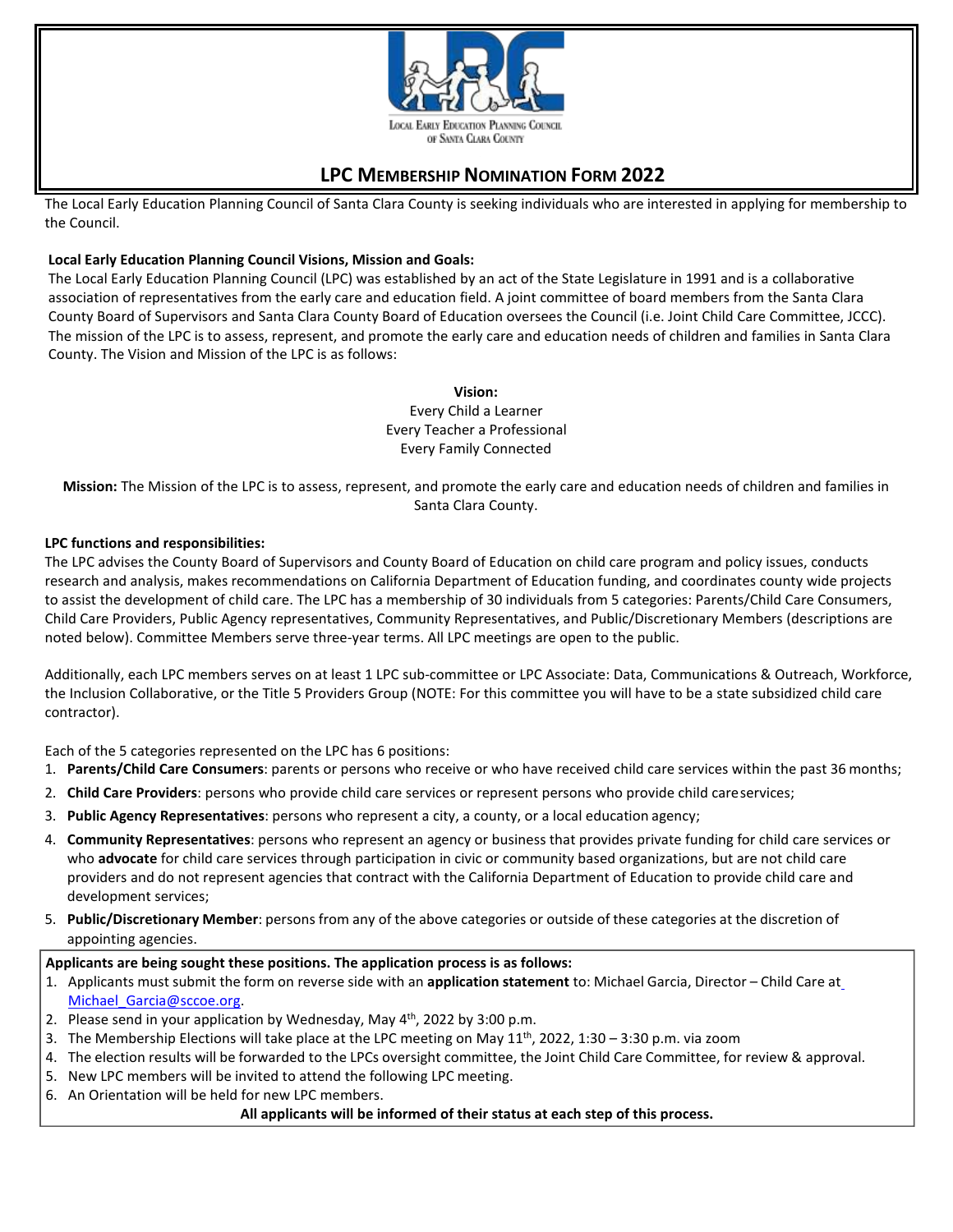LOCAL EARLY EDUCATION PLANNING COUNCIL OF SANTA CLARA COUNTY

# LPC MEMBERSHIP NOMINATION FORM 2022

The Local Early Education Planning Council of Santa Clara County is seeking individuals who are interested in applying for membership to the Council.

**Local Early Education Planning Council Visions, Mission and Goals:**

The Local Early Education Planning Council (LPC) was established by an act of the State Legislature in 1991 and is a collaborative association of representatives from the early care and education field. A joint committee of board members from the Santa Clara County Board of Supervisors and Santa Clara County Board of Education oversees the Council (i.e. Joint Child Care Committee, JCCC). The mission of the LPC is to assess, represent, and promote the early care and education needs of children and families in Santa Clara County. The Vision and Mission of the LPC is as follows:

**Vision:**
Every Child a Learner
Every Teacher a Professional
Every Family Connected

**Mission:** The Mission of the LPC is to assess, represent, and promote the early care and education needs of children and families in Santa Clara County.

**LPC functions and responsibilities:**

The LPC advises the County Board of Supervisors and County Board of Education on child care program and policy issues, conducts research and analysis, makes recommendations on California Department of Education funding, and coordinates county wide projects to assist the development of child care. The LPC has a membership of 30 individuals from 5 categories: Parents/Child Care Consumers, Child Care Providers, Public Agency representatives, Community Representatives, and Public/Discretionary Members (descriptions are noted below). Committee Members serve three-year terms. All LPC meetings are open to the public.

Additionally, each LPC members serves on at least 1 LPC sub-committee or LPC Associate: Data, Communications & Outreach, Workforce, the Inclusion Collaborative, or the Title 5 Providers Group (NOTE: For this committee you will have to be a state subsidized child care contractor).

Each of the 5 categories represented on the LPC has 6 positions:

1. **Parents/Child Care Consumers**: parents or persons who receive or who have received child care services within the past 36 months;
2. **Child Care Providers**: persons who provide child care services or represent persons who provide child care services;
3. **Public Agency Representatives**: persons who represent a city, a county, or a local education agency;
4. **Community Representatives**: persons who represent an agency or business that provides private funding for child care services or who **advocate** for child care services through participation in civic or community based organizations, but are not child care providers and do not represent agencies that contract with the California Department of Education to provide child care and development services;
5. **Public/Discretionary Member**: persons from any of the above categories or outside of these categories at the discretion of appointing agencies.

**Applicants are being sought these positions. The application process is as follows:**

1. Applicants must submit the form on reverse side with an **application statement** to: Michael Garcia, Director – Child Care at Michael_Garcia@sccoe.org.
2. Please send in your application by Wednesday, May 4th, 2022 by 3:00 p.m.
3. The Membership Elections will take place at the LPC meeting on May 11th, 2022, 1:30 – 3:30 p.m. via zoom
4. The election results will be forwarded to the LPCs oversight committee, the Joint Child Care Committee, for review & approval.
5. New LPC members will be invited to attend the following LPC meeting.
6. An Orientation will be held for new LPC members.

**All applicants will be informed of their status at each step of this process.**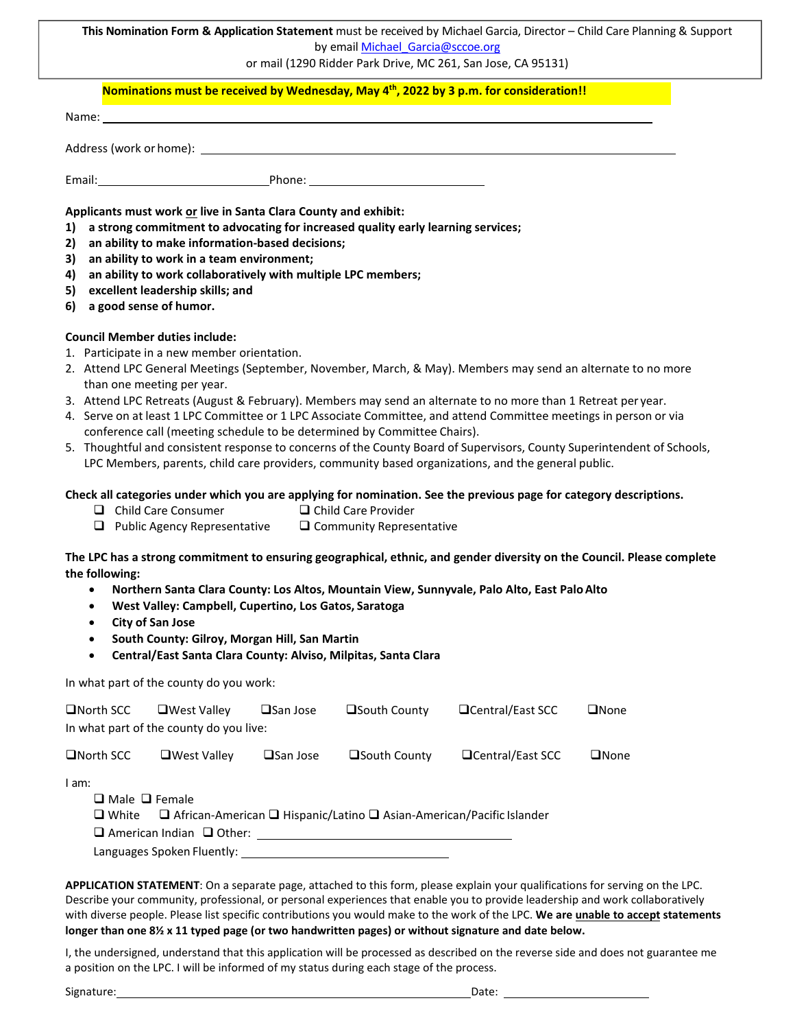**This Nomination Form & Application Statement** must be received by Michael Garcia, Director – Child Care Planning & Support by email Michael_Garcia@sccoe.org or mail (1290 Ridder Park Drive, MC 261, San Jose, CA 95131)

**Nominations must be received by Wednesday, May 4th, 2022 by 3 p.m. for consideration!!**

Name: ____________________________________________

Address (work or home): ____________________________________________

Email: ____________________ Phone: ____________________

**Applicants must work or live in Santa Clara County and exhibit:**

1) **a strong commitment to advocating for increased quality early learning services;**
2) **an ability to make information-based decisions;**
3) **an ability to work in a team environment;**
4) **an ability to work collaboratively with multiple LPC members;**
5) **excellent leadership skills; and**
6) **a good sense of humor.**

**Council Member duties include:**

1. Participate in a new member orientation.
2. Attend LPC General Meetings (September, November, March, & May). Members may send an alternate to no more than one meeting per year.
3. Attend LPC Retreats (August & February). Members may send an alternate to no more than 1 Retreat per year.
4. Serve on at least 1 LPC Committee or 1 LPC Associate Committee, and attend Committee meetings in person or via conference call (meeting schedule to be determined by Committee Chairs).
5. Thoughtful and consistent response to concerns of the County Board of Supervisors, County Superintendent of Schools, LPC Members, parents, child care providers, community based organizations, and the general public.

**Check all categories under which you are applying for nomination. See the previous page for category descriptions.**

- ❑ Child Care Consumer
- ❑ Child Care Provider
- ❑ Public Agency Representative
- ❑ Community Representative

**The LPC has a strong commitment to ensuring geographical, ethnic, and gender diversity on the Council. Please complete the following:**

- **Northern Santa Clara County: Los Altos, Mountain View, Sunnyvale, Palo Alto, East Palo Alto**
- **West Valley: Campbell, Cupertino, Los Gatos, Saratoga**
- **City of San Jose**
- **South County: Gilroy, Morgan Hill, San Martin**
- **Central/East Santa Clara County: Alviso, Milpitas, Santa Clara**

In what part of the county do you work:

❑North SCC ❑West Valley ❑San Jose ❑South County ❑Central/East SCC ❑None

In what part of the county do you live:

❑North SCC ❑West Valley ❑San Jose ❑South County ❑Central/East SCC ❑None

I am:

❑ Male ❑ Female

❑ White ❑ African-American ❑ Hispanic/Latino ❑ Asian-American/Pacific Islander

❑ American Indian ❑ Other: ____________________

Languages Spoken Fluently: ____________________

**APPLICATION STATEMENT**: On a separate page, attached to this form, please explain your qualifications for serving on the LPC. Describe your community, professional, or personal experiences that enable you to provide leadership and work collaboratively with diverse people. Please list specific contributions you would make to the work of the LPC. **We are unable to accept statements longer than one 8½ x 11 typed page (or two handwritten pages) or without signature and date below.**

I, the undersigned, understand that this application will be processed as described on the reverse side and does not guarantee me a position on the LPC. I will be informed of my status during each stage of the process.

Signature: ____________________________ Date: ____________________